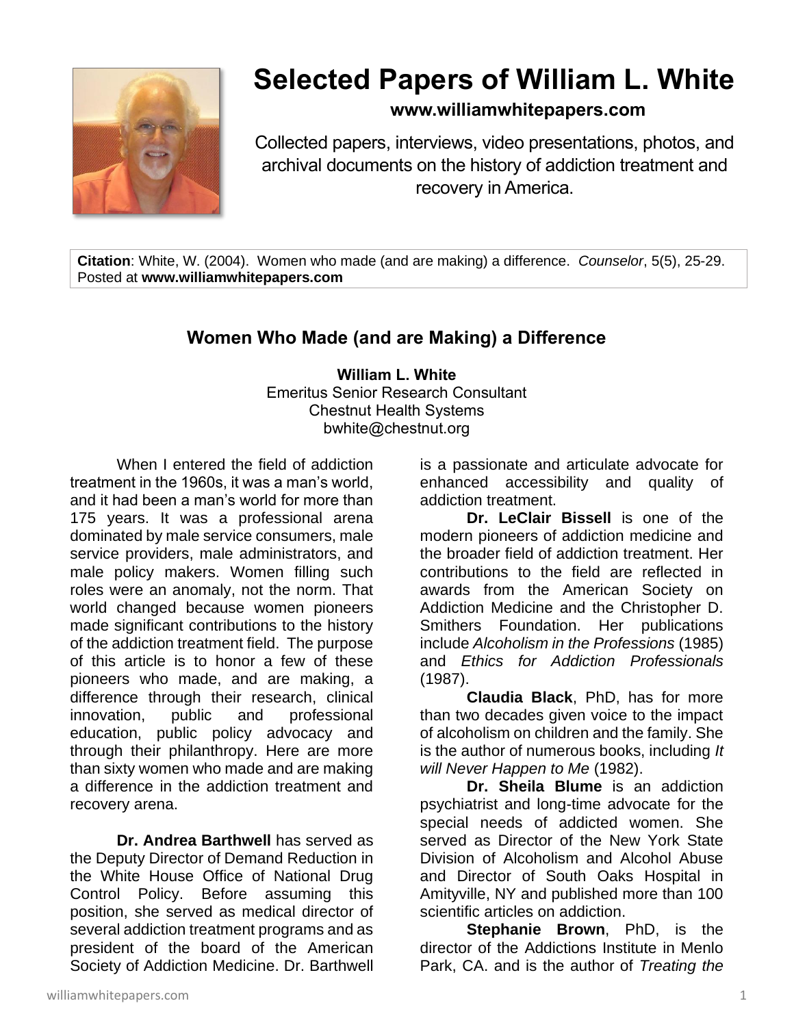# Selected Papers of William L. White

**www.williamwhitepapers.com**

Collected papers, interviews, video presentations, photos, and archival documents on the history of addiction treatment and recovery in America.

**Citation**: White, W. (2004). Women who made (and are making) a difference. *Counselor*, 5(5), 25-29. Posted at **www.williamwhitepapers.com**

## Women Who Made (and are Making) a Difference

**William L. White**
Emeritus Senior Research Consultant
Chestnut Health Systems
bwhite@chestnut.org

When I entered the field of addiction treatment in the 1960s, it was a man's world, and it had been a man's world for more than 175 years. It was a professional arena dominated by male service consumers, male service providers, male administrators, and male policy makers. Women filling such roles were an anomaly, not the norm. That world changed because women pioneers made significant contributions to the history of the addiction treatment field. The purpose of this article is to honor a few of these pioneers who made, and are making, a difference through their research, clinical innovation, public and professional education, public policy advocacy and through their philanthropy. Here are more than sixty women who made and are making a difference in the addiction treatment and recovery arena.

**Dr. Andrea Barthwell** has served as the Deputy Director of Demand Reduction in the White House Office of National Drug Control Policy. Before assuming this position, she served as medical director of several addiction treatment programs and as president of the board of the American Society of Addiction Medicine. Dr. Barthwell is a passionate and articulate advocate for enhanced accessibility and quality of addiction treatment.

**Dr. LeClair Bissell** is one of the modern pioneers of addiction medicine and the broader field of addiction treatment. Her contributions to the field are reflected in awards from the American Society on Addiction Medicine and the Christopher D. Smithers Foundation. Her publications include *Alcoholism in the Professions* (1985) and *Ethics for Addiction Professionals* (1987).

**Claudia Black**, PhD, has for more than two decades given voice to the impact of alcoholism on children and the family. She is the author of numerous books, including *It will Never Happen to Me* (1982).

**Dr. Sheila Blume** is an addiction psychiatrist and long-time advocate for the special needs of addicted women. She served as Director of the New York State Division of Alcoholism and Alcohol Abuse and Director of South Oaks Hospital in Amityville, NY and published more than 100 scientific articles on addiction.

**Stephanie Brown**, PhD, is the director of the Addictions Institute in Menlo Park, CA. and is the author of *Treating the*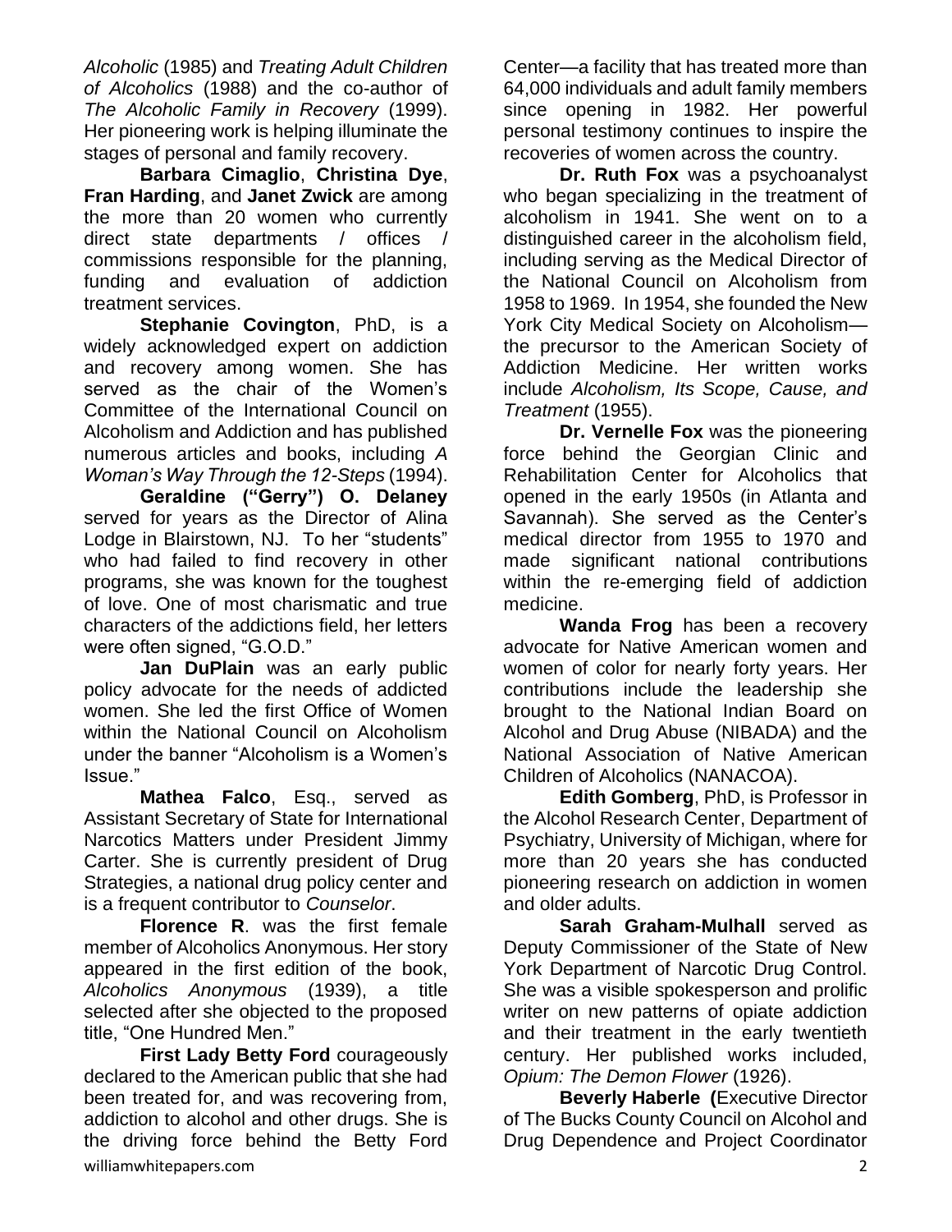*Alcoholic* (1985) and *Treating Adult Children of Alcoholics* (1988) and the co-author of *The Alcoholic Family in Recovery* (1999). Her pioneering work is helping illuminate the stages of personal and family recovery.

**Barbara Cimaglio**, **Christina Dye**, **Fran Harding**, and **Janet Zwick** are among the more than 20 women who currently direct state departments / offices / commissions responsible for the planning, funding and evaluation of addiction treatment services.

**Stephanie Covington**, PhD, is a widely acknowledged expert on addiction and recovery among women. She has served as the chair of the Women's Committee of the International Council on Alcoholism and Addiction and has published numerous articles and books, including *A Woman's Way Through the 12-Steps* (1994).

**Geraldine ("Gerry") O. Delaney** served for years as the Director of Alina Lodge in Blairstown, NJ. To her "students" who had failed to find recovery in other programs, she was known for the toughest of love. One of most charismatic and true characters of the addictions field, her letters were often signed, "G.O.D."

**Jan DuPlain** was an early public policy advocate for the needs of addicted women. She led the first Office of Women within the National Council on Alcoholism under the banner "Alcoholism is a Women's Issue."

**Mathea Falco**, Esq., served as Assistant Secretary of State for International Narcotics Matters under President Jimmy Carter. She is currently president of Drug Strategies, a national drug policy center and is a frequent contributor to *Counselor*.

**Florence R**. was the first female member of Alcoholics Anonymous. Her story appeared in the first edition of the book, *Alcoholics Anonymous* (1939), a title selected after she objected to the proposed title, "One Hundred Men."

**First Lady Betty Ford** courageously declared to the American public that she had been treated for, and was recovering from, addiction to alcohol and other drugs. She is the driving force behind the Betty Ford Center—a facility that has treated more than 64,000 individuals and adult family members since opening in 1982. Her powerful personal testimony continues to inspire the recoveries of women across the country.

**Dr. Ruth Fox** was a psychoanalyst who began specializing in the treatment of alcoholism in 1941. She went on to a distinguished career in the alcoholism field, including serving as the Medical Director of the National Council on Alcoholism from 1958 to 1969. In 1954, she founded the New York City Medical Society on Alcoholism—the precursor to the American Society of Addiction Medicine. Her written works include *Alcoholism, Its Scope, Cause, and Treatment* (1955).

**Dr. Vernelle Fox** was the pioneering force behind the Georgian Clinic and Rehabilitation Center for Alcoholics that opened in the early 1950s (in Atlanta and Savannah). She served as the Center's medical director from 1955 to 1970 and made significant national contributions within the re-emerging field of addiction medicine.

**Wanda Frog** has been a recovery advocate for Native American women and women of color for nearly forty years. Her contributions include the leadership she brought to the National Indian Board on Alcohol and Drug Abuse (NIBADA) and the National Association of Native American Children of Alcoholics (NANACOA).

**Edith Gomberg**, PhD, is Professor in the Alcohol Research Center, Department of Psychiatry, University of Michigan, where for more than 20 years she has conducted pioneering research on addiction in women and older adults.

**Sarah Graham-Mulhall** served as Deputy Commissioner of the State of New York Department of Narcotic Drug Control. She was a visible spokesperson and prolific writer on new patterns of opiate addiction and their treatment in the early twentieth century. Her published works included, *Opium: The Demon Flower* (1926).

**Beverly Haberle (**Executive Director of The Bucks County Council on Alcohol and Drug Dependence and Project Coordinator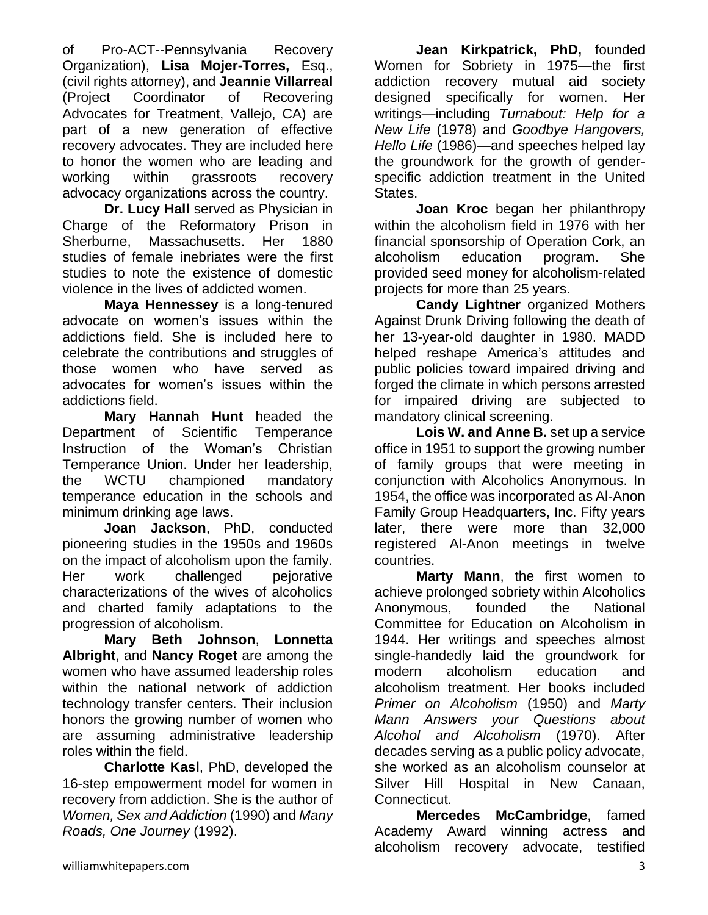of Pro-ACT--Pennsylvania Recovery Organization), **Lisa Mojer-Torres,** Esq., (civil rights attorney), and **Jeannie Villarreal** (Project Coordinator of Recovering Advocates for Treatment, Vallejo, CA) are part of a new generation of effective recovery advocates. They are included here to honor the women who are leading and working within grassroots recovery advocacy organizations across the country.

**Dr. Lucy Hall** served as Physician in Charge of the Reformatory Prison in Sherburne, Massachusetts. Her 1880 studies of female inebriates were the first studies to note the existence of domestic violence in the lives of addicted women.

**Maya Hennessey** is a long-tenured advocate on women's issues within the addictions field. She is included here to celebrate the contributions and struggles of those women who have served as advocates for women's issues within the addictions field.

**Mary Hannah Hunt** headed the Department of Scientific Temperance Instruction of the Woman's Christian Temperance Union. Under her leadership, the WCTU championed mandatory temperance education in the schools and minimum drinking age laws.

**Joan Jackson**, PhD, conducted pioneering studies in the 1950s and 1960s on the impact of alcoholism upon the family. Her work challenged pejorative characterizations of the wives of alcoholics and charted family adaptations to the progression of alcoholism.

**Mary Beth Johnson**, **Lonnetta Albright**, and **Nancy Roget** are among the women who have assumed leadership roles within the national network of addiction technology transfer centers. Their inclusion honors the growing number of women who are assuming administrative leadership roles within the field.

**Charlotte Kasl**, PhD, developed the 16-step empowerment model for women in recovery from addiction. She is the author of *Women, Sex and Addiction* (1990) and *Many Roads, One Journey* (1992).

**Jean Kirkpatrick, PhD,** founded Women for Sobriety in 1975—the first addiction recovery mutual aid society designed specifically for women. Her writings—including *Turnabout: Help for a New Life* (1978) and *Goodbye Hangovers, Hello Life* (1986)—and speeches helped lay the groundwork for the growth of gender-specific addiction treatment in the United States.

**Joan Kroc** began her philanthropy within the alcoholism field in 1976 with her financial sponsorship of Operation Cork, an alcoholism education program. She provided seed money for alcoholism-related projects for more than 25 years.

**Candy Lightner** organized Mothers Against Drunk Driving following the death of her 13-year-old daughter in 1980. MADD helped reshape America's attitudes and public policies toward impaired driving and forged the climate in which persons arrested for impaired driving are subjected to mandatory clinical screening.

**Lois W. and Anne B.** set up a service office in 1951 to support the growing number of family groups that were meeting in conjunction with Alcoholics Anonymous. In 1954, the office was incorporated as Al-Anon Family Group Headquarters, Inc. Fifty years later, there were more than 32,000 registered Al-Anon meetings in twelve countries.

**Marty Mann**, the first women to achieve prolonged sobriety within Alcoholics Anonymous, founded the National Committee for Education on Alcoholism in 1944. Her writings and speeches almost single-handedly laid the groundwork for modern alcoholism education and alcoholism treatment. Her books included *Primer on Alcoholism* (1950) and *Marty Mann Answers your Questions about Alcohol and Alcoholism* (1970). After decades serving as a public policy advocate, she worked as an alcoholism counselor at Silver Hill Hospital in New Canaan, Connecticut.

**Mercedes McCambridge**, famed Academy Award winning actress and alcoholism recovery advocate, testified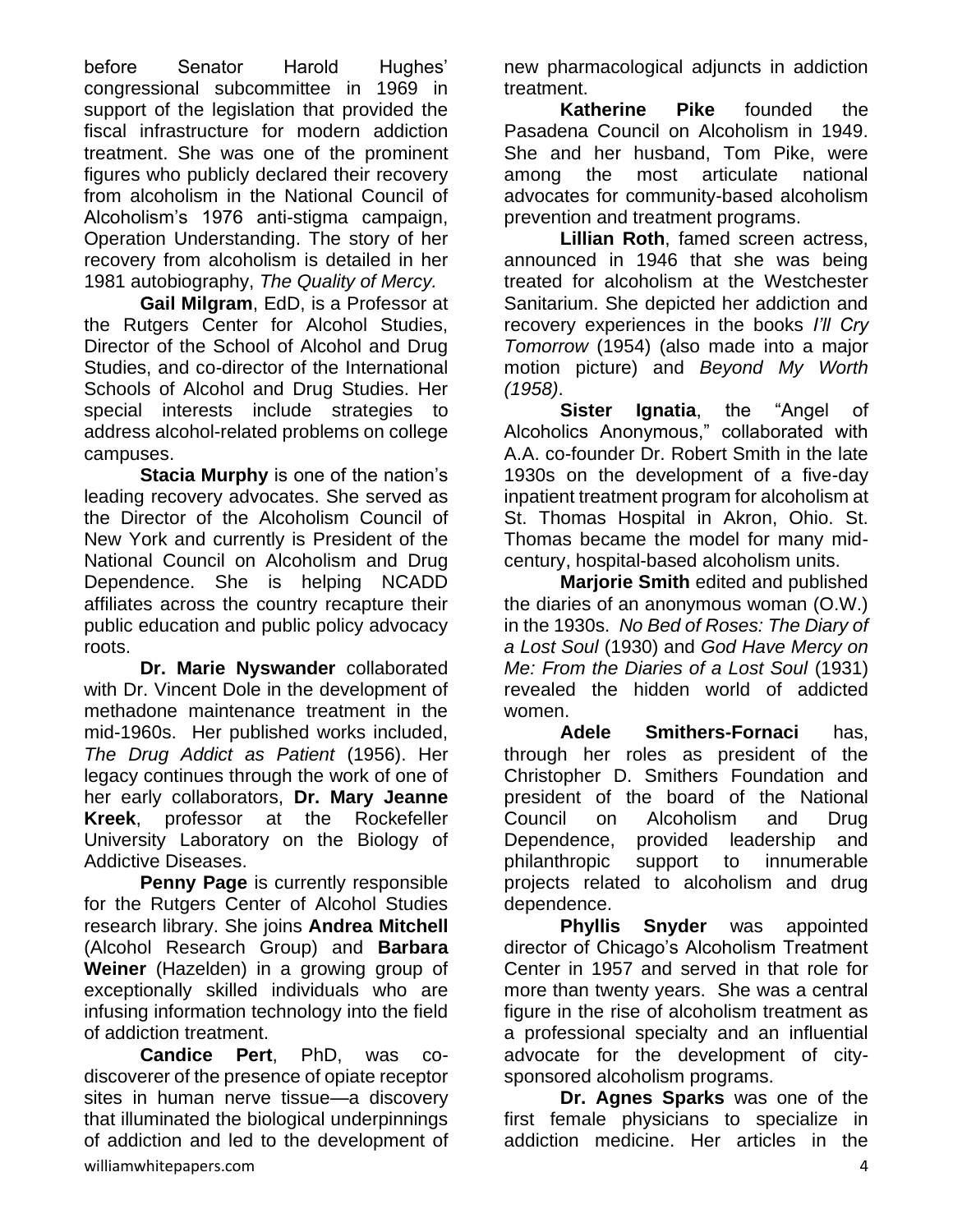before Senator Harold Hughes' congressional subcommittee in 1969 in support of the legislation that provided the fiscal infrastructure for modern addiction treatment. She was one of the prominent figures who publicly declared their recovery from alcoholism in the National Council of Alcoholism's 1976 anti-stigma campaign, Operation Understanding. The story of her recovery from alcoholism is detailed in her 1981 autobiography, *The Quality of Mercy.*

**Gail Milgram**, EdD, is a Professor at the Rutgers Center for Alcohol Studies, Director of the School of Alcohol and Drug Studies, and co-director of the International Schools of Alcohol and Drug Studies. Her special interests include strategies to address alcohol-related problems on college campuses.

**Stacia Murphy** is one of the nation's leading recovery advocates. She served as the Director of the Alcoholism Council of New York and currently is President of the National Council on Alcoholism and Drug Dependence. She is helping NCADD affiliates across the country recapture their public education and public policy advocacy roots.

**Dr. Marie Nyswander** collaborated with Dr. Vincent Dole in the development of methadone maintenance treatment in the mid-1960s. Her published works included, *The Drug Addict as Patient* (1956). Her legacy continues through the work of one of her early collaborators, **Dr. Mary Jeanne Kreek**, professor at the Rockefeller University Laboratory on the Biology of Addictive Diseases.

**Penny Page** is currently responsible for the Rutgers Center of Alcohol Studies research library. She joins **Andrea Mitchell** (Alcohol Research Group) and **Barbara Weiner** (Hazelden) in a growing group of exceptionally skilled individuals who are infusing information technology into the field of addiction treatment.

**Candice Pert**, PhD, was co-discoverer of the presence of opiate receptor sites in human nerve tissue—a discovery that illuminated the biological underpinnings of addiction and led to the development of new pharmacological adjuncts in addiction treatment.

**Katherine Pike** founded the Pasadena Council on Alcoholism in 1949. She and her husband, Tom Pike, were among the most articulate national advocates for community-based alcoholism prevention and treatment programs.

**Lillian Roth**, famed screen actress, announced in 1946 that she was being treated for alcoholism at the Westchester Sanitarium. She depicted her addiction and recovery experiences in the books *I'll Cry Tomorrow* (1954) (also made into a major motion picture) and *Beyond My Worth (1958)*.

**Sister Ignatia**, the "Angel of Alcoholics Anonymous," collaborated with A.A. co-founder Dr. Robert Smith in the late 1930s on the development of a five-day inpatient treatment program for alcoholism at St. Thomas Hospital in Akron, Ohio. St. Thomas became the model for many mid-century, hospital-based alcoholism units.

**Marjorie Smith** edited and published the diaries of an anonymous woman (O.W.) in the 1930s. *No Bed of Roses: The Diary of a Lost Soul* (1930) and *God Have Mercy on Me: From the Diaries of a Lost Soul* (1931) revealed the hidden world of addicted women.

**Adele Smithers-Fornaci** has, through her roles as president of the Christopher D. Smithers Foundation and president of the board of the National Council on Alcoholism and Drug Dependence, provided leadership and philanthropic support to innumerable projects related to alcoholism and drug dependence.

**Phyllis Snyder** was appointed director of Chicago's Alcoholism Treatment Center in 1957 and served in that role for more than twenty years. She was a central figure in the rise of alcoholism treatment as a professional specialty and an influential advocate for the development of city-sponsored alcoholism programs.

**Dr. Agnes Sparks** was one of the first female physicians to specialize in addiction medicine. Her articles in the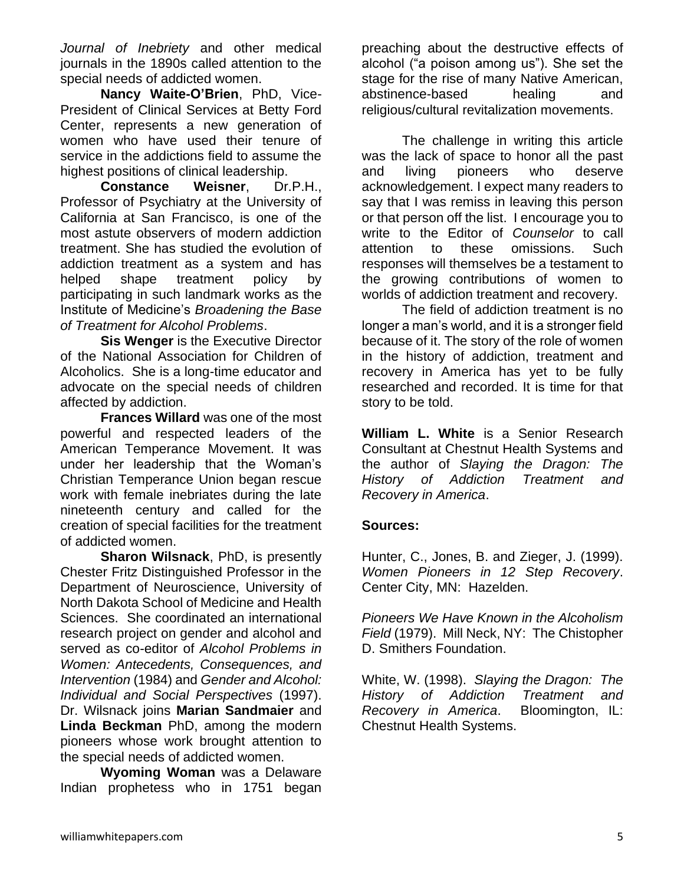*Journal of Inebriety* and other medical journals in the 1890s called attention to the special needs of addicted women.

**Nancy Waite-O'Brien**, PhD, Vice-President of Clinical Services at Betty Ford Center, represents a new generation of women who have used their tenure of service in the addictions field to assume the highest positions of clinical leadership.

**Constance Weisner**, Dr.P.H., Professor of Psychiatry at the University of California at San Francisco, is one of the most astute observers of modern addiction treatment. She has studied the evolution of addiction treatment as a system and has helped shape treatment policy by participating in such landmark works as the Institute of Medicine's *Broadening the Base of Treatment for Alcohol Problems*.

**Sis Wenger** is the Executive Director of the National Association for Children of Alcoholics. She is a long-time educator and advocate on the special needs of children affected by addiction.

**Frances Willard** was one of the most powerful and respected leaders of the American Temperance Movement. It was under her leadership that the Woman's Christian Temperance Union began rescue work with female inebriates during the late nineteenth century and called for the creation of special facilities for the treatment of addicted women.

**Sharon Wilsnack**, PhD, is presently Chester Fritz Distinguished Professor in the Department of Neuroscience, University of North Dakota School of Medicine and Health Sciences. She coordinated an international research project on gender and alcohol and served as co-editor of *Alcohol Problems in Women: Antecedents, Consequences, and Intervention* (1984) and *Gender and Alcohol: Individual and Social Perspectives* (1997). Dr. Wilsnack joins **Marian Sandmaier** and **Linda Beckman** PhD, among the modern pioneers whose work brought attention to the special needs of addicted women.

**Wyoming Woman** was a Delaware Indian prophetess who in 1751 began preaching about the destructive effects of alcohol ("a poison among us"). She set the stage for the rise of many Native American, abstinence-based healing and religious/cultural revitalization movements.

The challenge in writing this article was the lack of space to honor all the past and living pioneers who deserve acknowledgement. I expect many readers to say that I was remiss in leaving this person or that person off the list. I encourage you to write to the Editor of *Counselor* to call attention to these omissions. Such responses will themselves be a testament to the growing contributions of women to worlds of addiction treatment and recovery.

The field of addiction treatment is no longer a man's world, and it is a stronger field because of it. The story of the role of women in the history of addiction, treatment and recovery in America has yet to be fully researched and recorded. It is time for that story to be told.

**William L. White** is a Senior Research Consultant at Chestnut Health Systems and the author of *Slaying the Dragon: The History of Addiction Treatment and Recovery in America*.

**Sources:**

Hunter, C., Jones, B. and Zieger, J. (1999). *Women Pioneers in 12 Step Recovery*. Center City, MN: Hazelden.

*Pioneers We Have Known in the Alcoholism Field* (1979). Mill Neck, NY: The Chistopher D. Smithers Foundation.

White, W. (1998). *Slaying the Dragon: The History of Addiction Treatment and Recovery in America*. Bloomington, IL: Chestnut Health Systems.